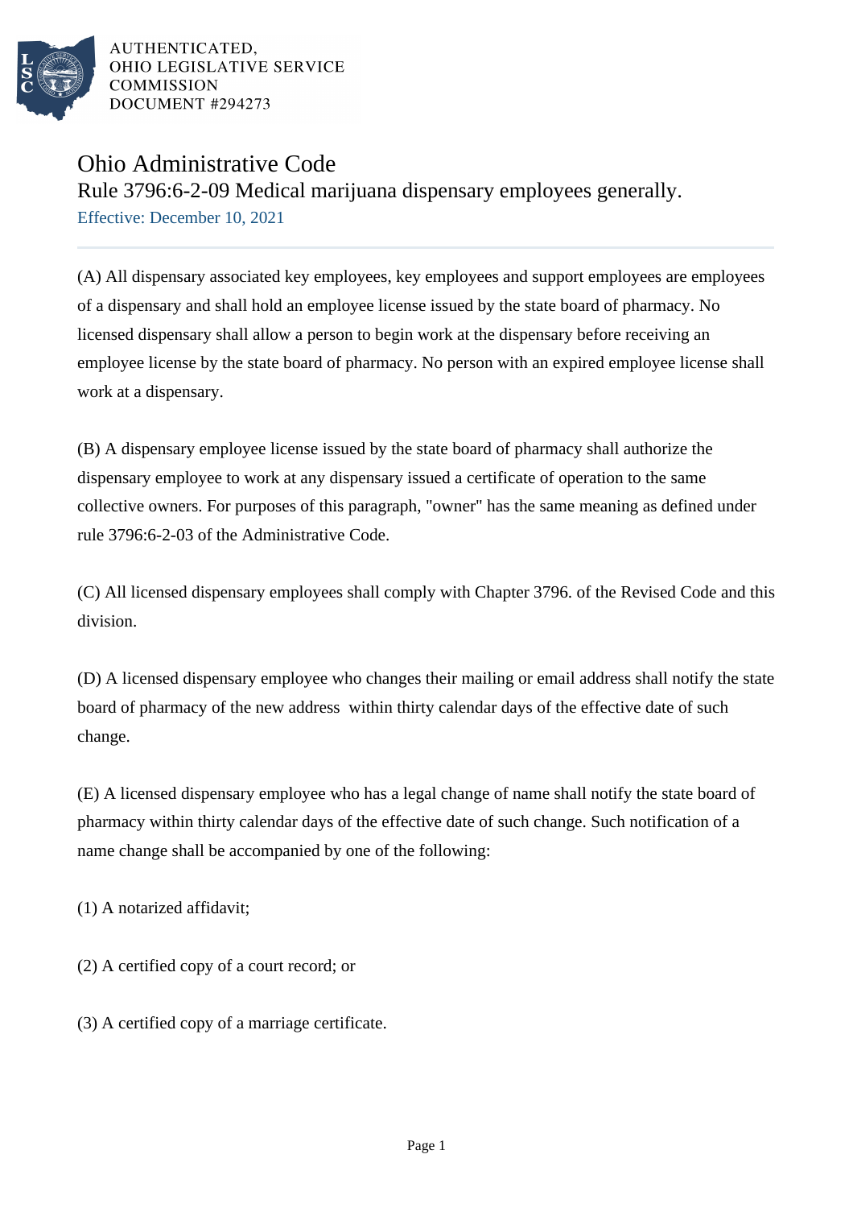AUTHENTICATED,
OHIO LEGISLATIVE SERVICE
COMMISSION
DOCUMENT #294273

# Ohio Administrative Code

## Rule 3796:6-2-09 Medical marijuana dispensary employees generally.

Effective: December 10, 2021

(A) All dispensary associated key employees, key employees and support employees are employees of a dispensary and shall hold an employee license issued by the state board of pharmacy. No licensed dispensary shall allow a person to begin work at the dispensary before receiving an employee license by the state board of pharmacy. No person with an expired employee license shall work at a dispensary.

(B) A dispensary employee license issued by the state board of pharmacy shall authorize the dispensary employee to work at any dispensary issued a certificate of operation to the same collective owners. For purposes of this paragraph, "owner" has the same meaning as defined under rule 3796:6-2-03 of the Administrative Code.

(C) All licensed dispensary employees shall comply with Chapter 3796. of the Revised Code and this division.

(D) A licensed dispensary employee who changes their mailing or email address shall notify the state board of pharmacy of the new address within thirty calendar days of the effective date of such change.

(E) A licensed dispensary employee who has a legal change of name shall notify the state board of pharmacy within thirty calendar days of the effective date of such change. Such notification of a name change shall be accompanied by one of the following:

(1) A notarized affidavit;

(2) A certified copy of a court record; or

(3) A certified copy of a marriage certificate.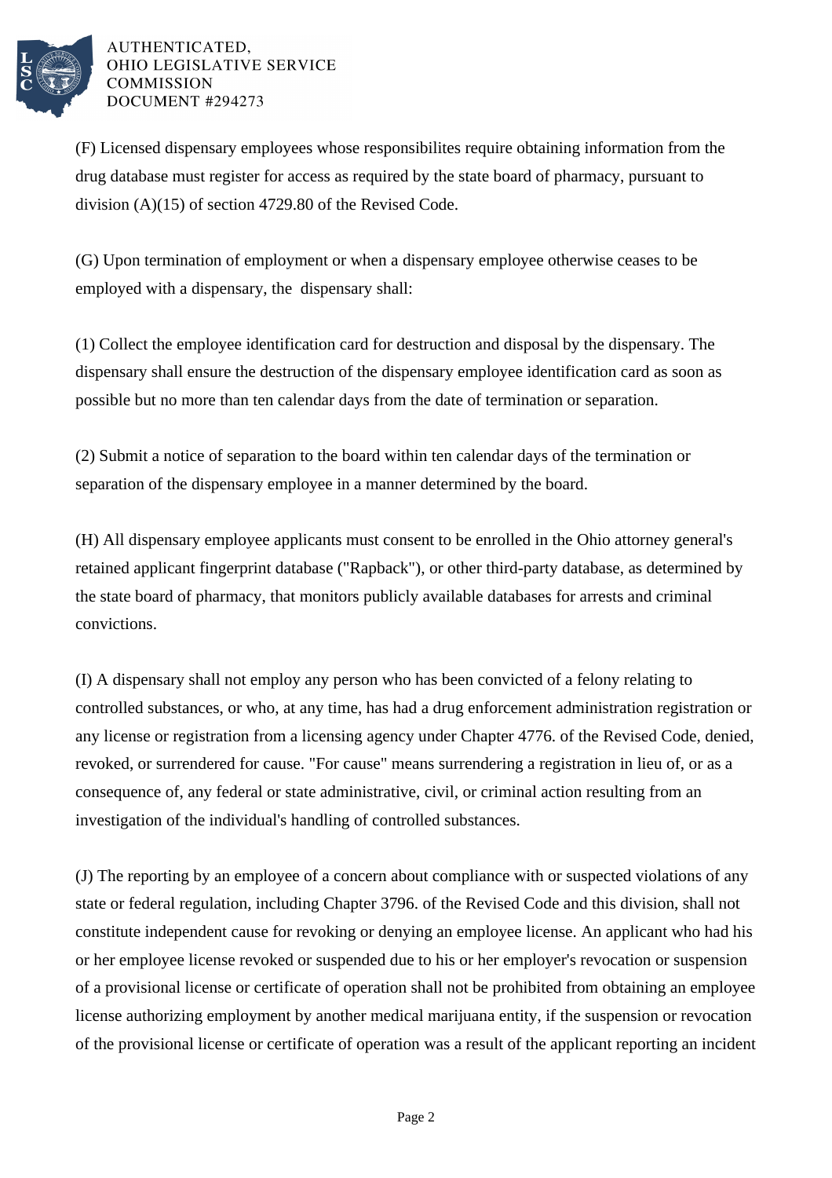(F) Licensed dispensary employees whose responsibilites require obtaining information from the drug database must register for access as required by the state board of pharmacy, pursuant to division (A)(15) of section 4729.80 of the Revised Code.

(G) Upon termination of employment or when a dispensary employee otherwise ceases to be employed with a dispensary, the dispensary shall:

(1) Collect the employee identification card for destruction and disposal by the dispensary. The dispensary shall ensure the destruction of the dispensary employee identification card as soon as possible but no more than ten calendar days from the date of termination or separation.

(2) Submit a notice of separation to the board within ten calendar days of the termination or separation of the dispensary employee in a manner determined by the board.

(H) All dispensary employee applicants must consent to be enrolled in the Ohio attorney general's retained applicant fingerprint database ("Rapback"), or other third-party database, as determined by the state board of pharmacy, that monitors publicly available databases for arrests and criminal convictions.

(I) A dispensary shall not employ any person who has been convicted of a felony relating to controlled substances, or who, at any time, has had a drug enforcement administration registration or any license or registration from a licensing agency under Chapter 4776. of the Revised Code, denied, revoked, or surrendered for cause. "For cause" means surrendering a registration in lieu of, or as a consequence of, any federal or state administrative, civil, or criminal action resulting from an investigation of the individual's handling of controlled substances.

(J) The reporting by an employee of a concern about compliance with or suspected violations of any state or federal regulation, including Chapter 3796. of the Revised Code and this division, shall not constitute independent cause for revoking or denying an employee license. An applicant who had his or her employee license revoked or suspended due to his or her employer's revocation or suspension of a provisional license or certificate of operation shall not be prohibited from obtaining an employee license authorizing employment by another medical marijuana entity, if the suspension or revocation of the provisional license or certificate of operation was a result of the applicant reporting an incident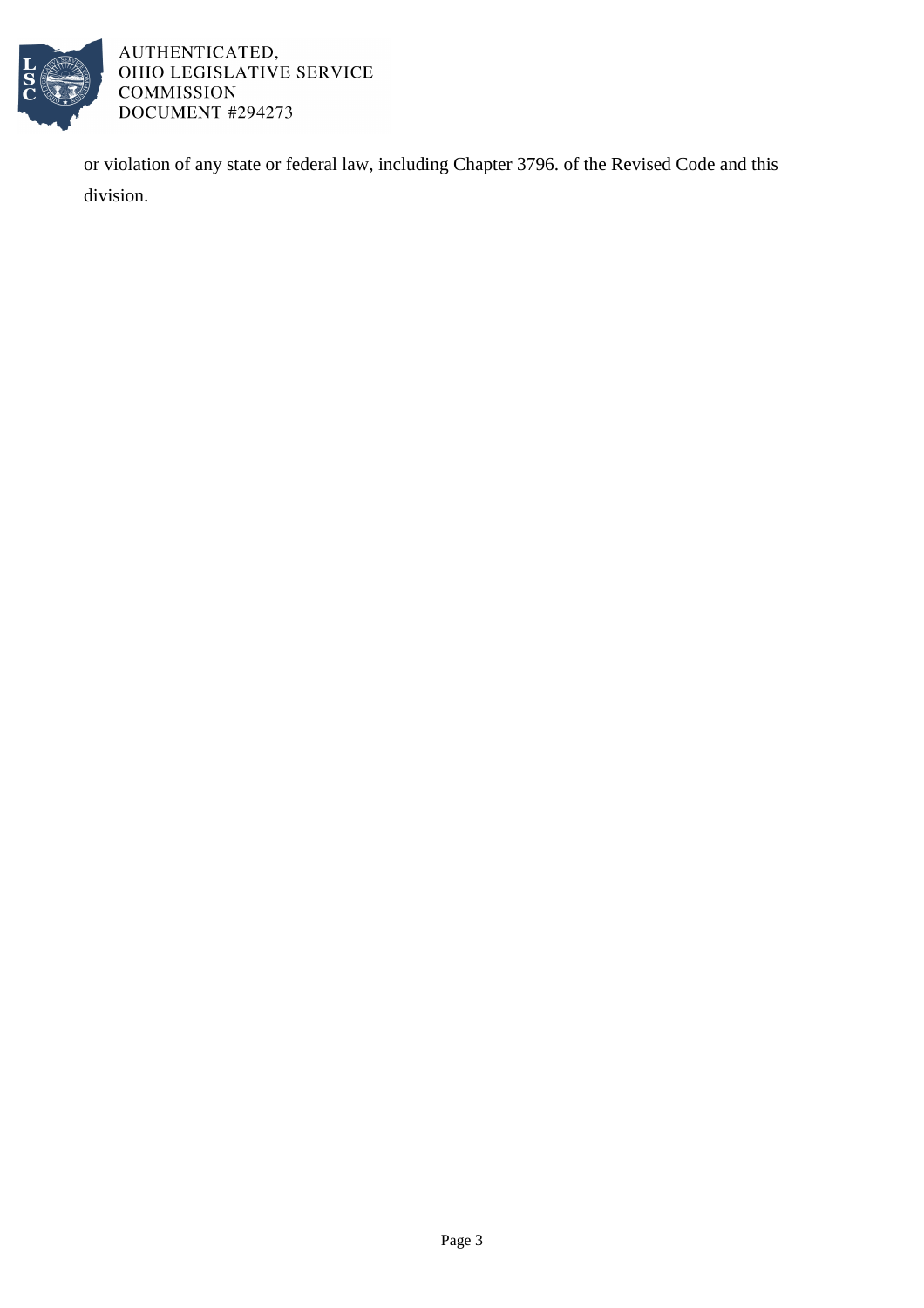or violation of any state or federal law, including Chapter 3796. of the Revised Code and this division.